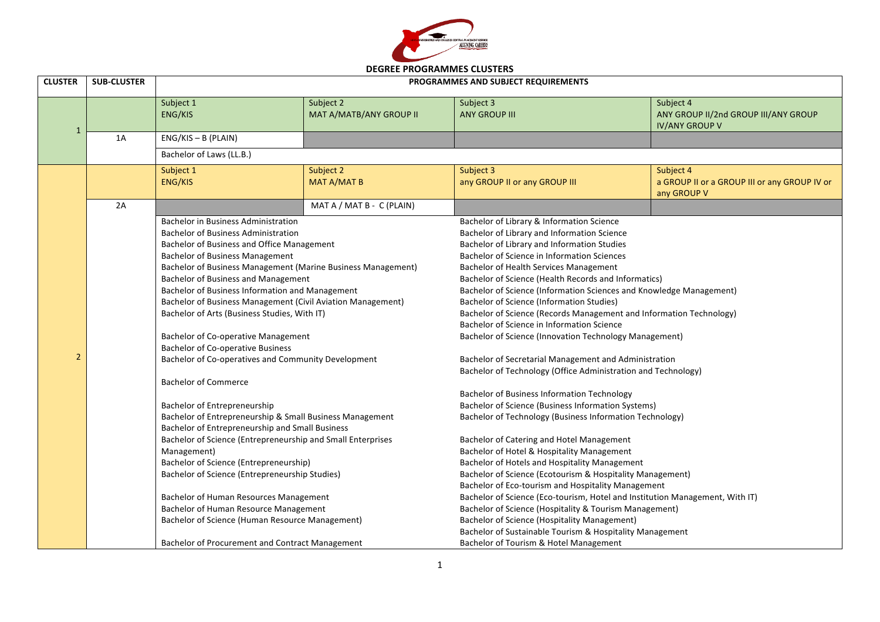## DEGREE PROGRAMMES CLUSTERS

| CLUSTER | SUB-CLUSTER | PROGRAMMES AND SUBJECT REQUIREMENTS | | | |
|---|---|---|---|---|---|
| 1 | | Subject 1<br>ENG/KIS | Subject 2<br>MAT A/MATB/ANY GROUP II | Subject 3<br>ANY GROUP III | Subject 4<br>ANY GROUP II/2nd GROUP III/ANY GROUP IV/ANY GROUP V |
| | 1A | ENG/KIS – B (PLAIN) | | | |
| | | Bachelor of Laws (LL.B.) | | | |
| 2 | | Subject 1<br>ENG/KIS | Subject 2<br>MAT A/MAT B | Subject 3<br>any GROUP II or any GROUP III | Subject 4<br>a GROUP II or a GROUP III or any GROUP IV or any GROUP V |
| | 2A | | MAT A / MAT B - C (PLAIN) | | |
| | | Bachelor in Business Administration<br>Bachelor of Business Administration<br>Bachelor of Business and Office Management<br>Bachelor of Business Management<br>Bachelor of Business Management (Marine Business Management)<br>Bachelor of Business and Management<br>Bachelor of Business Information and Management<br>Bachelor of Business Management (Civil Aviation Management)<br>Bachelor of Arts (Business Studies, With IT)<br><br>Bachelor of Co-operative Management<br>Bachelor of Co-operative Business<br>Bachelor of Co-operatives and Community Development<br><br>Bachelor of Commerce<br><br>Bachelor of Entrepreneurship<br>Bachelor of Entrepreneurship & Small Business Management<br>Bachelor of Entrepreneurship and Small Business<br>Bachelor of Science (Entrepreneurship and Small Enterprises Management)<br>Bachelor of Science (Entrepreneurship)<br>Bachelor of Science (Entrepreneurship Studies)<br><br>Bachelor of Human Resources Management<br>Bachelor of Human Resource Management<br>Bachelor of Science (Human Resource Management)<br><br>Bachelor of Procurement and Contract Management | | Bachelor of Library & Information Science<br>Bachelor of Library and Information Science<br>Bachelor of Library and Information Studies<br>Bachelor of Science in Information Sciences<br>Bachelor of Health Services Management<br>Bachelor of Science (Health Records and Informatics)<br>Bachelor of Science (Information Sciences and Knowledge Management)<br>Bachelor of Science (Information Studies)<br>Bachelor of Science (Records Management and Information Technology)<br>Bachelor of Science in Information Science<br>Bachelor of Science (Innovation Technology Management)<br><br>Bachelor of Secretarial Management and Administration<br>Bachelor of Technology (Office Administration and Technology)<br><br>Bachelor of Business Information Technology<br>Bachelor of Science (Business Information Systems)<br>Bachelor of Technology (Business Information Technology)<br><br>Bachelor of Catering and Hotel Management<br>Bachelor of Hotel & Hospitality Management<br>Bachelor of Hotels and Hospitality Management<br>Bachelor of Science (Ecotourism & Hospitality Management)<br>Bachelor of Eco-tourism and Hospitality Management<br>Bachelor of Science (Eco-tourism, Hotel and Institution Management, With IT)<br>Bachelor of Science (Hospitality & Tourism Management)<br>Bachelor of Science (Hospitality Management)<br>Bachelor of Sustainable Tourism & Hospitality Management<br>Bachelor of Tourism & Hotel Management | |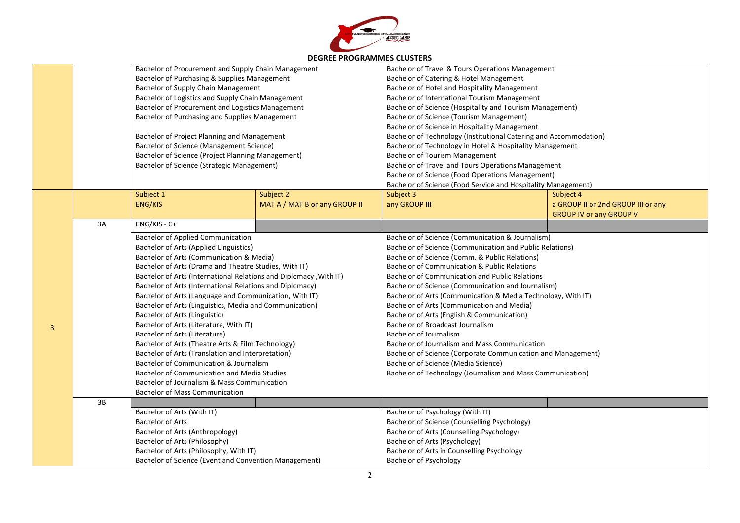## DEGREE PROGRAMMES CLUSTERS

| | | | | | |
|---|---|---|---|---|---|
| | | Bachelor of Procurement and Supply Chain Management<br>Bachelor of Purchasing & Supplies Management<br>Bachelor of Supply Chain Management<br>Bachelor of Logistics and Supply Chain Management<br>Bachelor of Procurement and Logistics Management<br>Bachelor of Purchasing and Supplies Management<br><br>Bachelor of Project Planning and Management<br>Bachelor of Science (Management Science)<br>Bachelor of Science (Project Planning Management)<br>Bachelor of Science (Strategic Management) | | Bachelor of Travel & Tours Operations Management<br>Bachelor of Catering & Hotel Management<br>Bachelor of Hotel and Hospitality Management<br>Bachelor of International Tourism Management<br>Bachelor of Science (Hospitality and Tourism Management)<br>Bachelor of Science (Tourism Management)<br>Bachelor of Science in Hospitality Management<br>Bachelor of Technology (Institutional Catering and Accommodation)<br>Bachelor of Technology in Hotel & Hospitality Management<br>Bachelor of Tourism Management<br>Bachelor of Travel and Tours Operations Management<br>Bachelor of Science (Food Operations Management)<br>Bachelor of Science (Food Service and Hospitality Management) | |
| 3 | | Subject 1<br>ENG/KIS | Subject 2<br>MAT A / MAT B or any GROUP II | Subject 3<br>any GROUP III | Subject 4<br>a GROUP II or 2nd GROUP III or any GROUP IV or any GROUP V |
| | 3A | ENG/KIS - C+ | | | |
| | | Bachelor of Applied Communication<br>Bachelor of Arts (Applied Linguistics)<br>Bachelor of Arts (Communication & Media)<br>Bachelor of Arts (Drama and Theatre Studies, With IT)<br>Bachelor of Arts (International Relations and Diplomacy ,With IT)<br>Bachelor of Arts (International Relations and Diplomacy)<br>Bachelor of Arts (Language and Communication, With IT)<br>Bachelor of Arts (Linguistics, Media and Communication)<br>Bachelor of Arts (Linguistic)<br>Bachelor of Arts (Literature, With IT)<br>Bachelor of Arts (Literature)<br>Bachelor of Arts (Theatre Arts & Film Technology)<br>Bachelor of Arts (Translation and Interpretation)<br>Bachelor of Communication & Journalism<br>Bachelor of Communication and Media Studies<br>Bachelor of Journalism & Mass Communication<br>Bachelor of Mass Communication | | Bachelor of Science (Communication & Journalism)<br>Bachelor of Science (Communication and Public Relations)<br>Bachelor of Science (Comm. & Public Relations)<br>Bachelor of Communication & Public Relations<br>Bachelor of Communication and Public Relations<br>Bachelor of Science (Communication and Journalism)<br>Bachelor of Arts (Communication & Media Technology, With IT)<br>Bachelor of Arts (Communication and Media)<br>Bachelor of Arts (English & Communication)<br>Bachelor of Broadcast Journalism<br>Bachelor of Journalism<br>Bachelor of Journalism and Mass Communication<br>Bachelor of Science (Corporate Communication and Management)<br>Bachelor of Science (Media Science)<br>Bachelor of Technology (Journalism and Mass Communication) | |
| | 3B | | | | |
| | | Bachelor of Arts (With IT)<br>Bachelor of Arts<br>Bachelor of Arts (Anthropology)<br>Bachelor of Arts (Philosophy)<br>Bachelor of Arts (Philosophy, With IT)<br>Bachelor of Science (Event and Convention Management) | | Bachelor of Psychology (With IT)<br>Bachelor of Science (Counselling Psychology)<br>Bachelor of Arts (Counselling Psychology)<br>Bachelor of Arts (Psychology)<br>Bachelor of Arts in Counselling Psychology<br>Bachelor of Psychology | |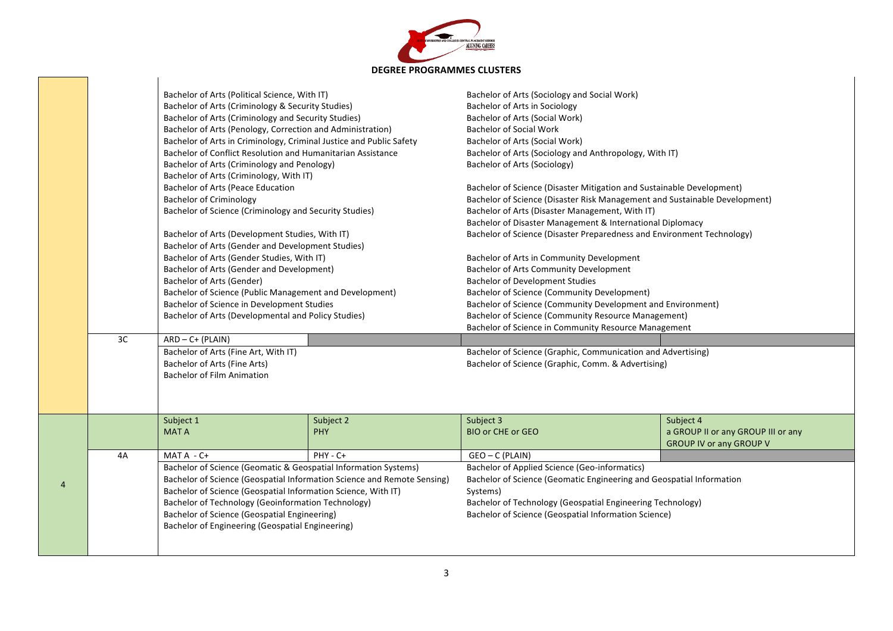## DEGREE PROGRAMMES CLUSTERS

| Cluster | Sub | Subject 1 | Subject 2 | Subject 3 | Subject 4 |
|---|---|---|---|---|---|
| | | Bachelor of Arts (Political Science, With IT)<br>Bachelor of Arts (Criminology & Security Studies)<br>Bachelor of Arts (Criminology and Security Studies)<br>Bachelor of Arts (Penology, Correction and Administration)<br>Bachelor of Arts in Criminology, Criminal Justice and Public Safety<br>Bachelor of Conflict Resolution and Humanitarian Assistance<br>Bachelor of Arts (Criminology and Penology)<br>Bachelor of Arts (Criminology, With IT)<br>Bachelor of Arts (Peace Education<br>Bachelor of Criminology<br>Bachelor of Science (Criminology and Security Studies)<br><br>Bachelor of Arts (Development Studies, With IT)<br>Bachelor of Arts (Gender and Development Studies)<br>Bachelor of Arts (Gender Studies, With IT)<br>Bachelor of Arts (Gender and Development)<br>Bachelor of Arts (Gender)<br>Bachelor of Science (Public Management and Development)<br>Bachelor of Science in Development Studies<br>Bachelor of Arts (Developmental and Policy Studies) | | Bachelor of Arts (Sociology and Social Work)<br>Bachelor of Arts in Sociology<br>Bachelor of Arts (Social Work)<br>Bachelor of Social Work<br>Bachelor of Arts (Social Work)<br>Bachelor of Arts (Sociology and Anthropology, With IT)<br>Bachelor of Arts (Sociology)<br><br>Bachelor of Science (Disaster Mitigation and Sustainable Development)<br>Bachelor of Science (Disaster Risk Management and Sustainable Development)<br>Bachelor of Arts (Disaster Management, With IT)<br>Bachelor of Disaster Management & International Diplomacy<br>Bachelor of Science (Disaster Preparedness and Environment Technology)<br><br>Bachelor of Arts in Community Development<br>Bachelor of Arts Community Development<br>Bachelor of Development Studies<br>Bachelor of Science (Community Development)<br>Bachelor of Science (Community Development and Environment)<br>Bachelor of Science (Community Resource Management)<br>Bachelor of Science in Community Resource Management | |
| | 3C | ARD – C+ (PLAIN) | | | |
| | | Bachelor of Arts (Fine Art, With IT)<br>Bachelor of Arts (Fine Arts)<br>Bachelor of Film Animation | | Bachelor of Science (Graphic, Communication and Advertising)<br>Bachelor of Science (Graphic, Comm. & Advertising) | |
| 4 | | Subject 1<br>MAT A | Subject 2<br>PHY | Subject 3<br>BIO or CHE or GEO | Subject 4<br>a GROUP II or any GROUP III or any GROUP IV or any GROUP V |
| | 4A | MAT A - C+ | PHY - C+ | GEO – C (PLAIN) | |
| | | Bachelor of Science (Geomatic & Geospatial Information Systems)<br>Bachelor of Science (Geospatial Information Science and Remote Sensing)<br>Bachelor of Science (Geospatial Information Science, With IT)<br>Bachelor of Technology (Geoinformation Technology)<br>Bachelor of Science (Geospatial Engineering)<br>Bachelor of Engineering (Geospatial Engineering) | | Bachelor of Applied Science (Geo-informatics)<br>Bachelor of Science (Geomatic Engineering and Geospatial Information Systems)<br>Bachelor of Technology (Geospatial Engineering Technology)<br>Bachelor of Science (Geospatial Information Science) | |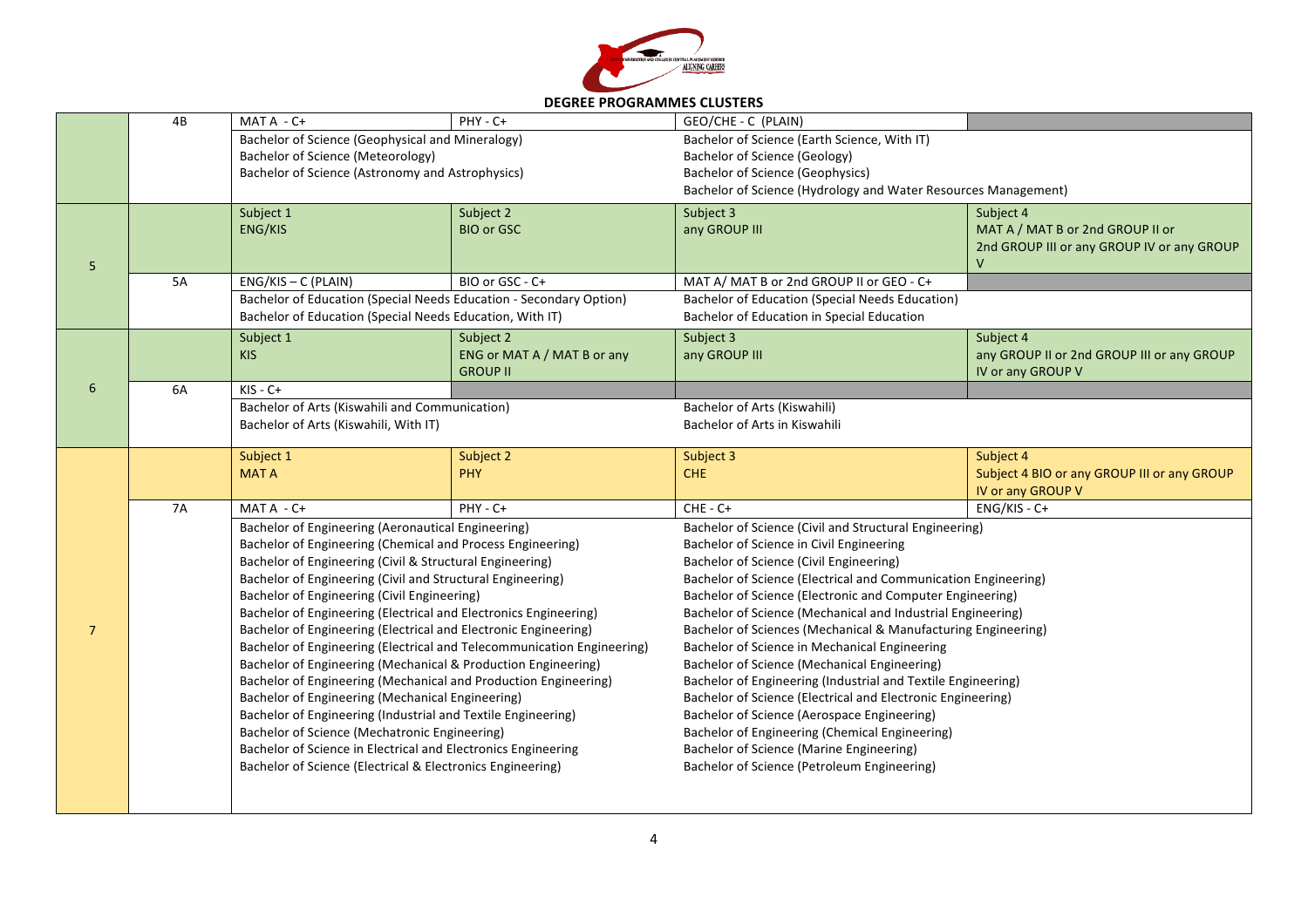## DEGREE PROGRAMMES CLUSTERS

| Cluster | Sub-cluster | Subject 1 | Subject 2 | Subject 3 | Subject 4 |
|---|---|---|---|---|---|
| | 4B | MAT A - C+ | PHY - C+ | GEO/CHE - C (PLAIN) | |
| | | Bachelor of Science (Geophysical and Mineralogy)<br>Bachelor of Science (Meteorology)<br>Bachelor of Science (Astronomy and Astrophysics) | | Bachelor of Science (Earth Science, With IT)<br>Bachelor of Science (Geology)<br>Bachelor of Science (Geophysics)<br>Bachelor of Science (Hydrology and Water Resources Management) | |
| 5 | | Subject 1<br>ENG/KIS | Subject 2<br>BIO or GSC | Subject 3<br>any GROUP III | Subject 4<br>MAT A / MAT B or 2nd GROUP II or 2nd GROUP III or any GROUP IV or any GROUP V |
| | 5A | ENG/KIS – C (PLAIN) | BIO or GSC - C+ | MAT A/ MAT B or 2nd GROUP II or GEO - C+ | |
| | | Bachelor of Education (Special Needs Education - Secondary Option)<br>Bachelor of Education (Special Needs Education, With IT) | | Bachelor of Education (Special Needs Education)<br>Bachelor of Education in Special Education | |
| 6 | | Subject 1<br>KIS | Subject 2<br>ENG or MAT A / MAT B or any GROUP II | Subject 3<br>any GROUP III | Subject 4<br>any GROUP II or 2nd GROUP III or any GROUP IV or any GROUP V |
| | 6A | KIS - C+ | | | |
| | | Bachelor of Arts (Kiswahili and Communication)<br>Bachelor of Arts (Kiswahili, With IT) | | Bachelor of Arts (Kiswahili)<br>Bachelor of Arts in Kiswahili | |
| 7 | | Subject 1<br>MAT A | Subject 2<br>PHY | Subject 3<br>CHE | Subject 4<br>Subject 4 BIO or any GROUP III or any GROUP IV or any GROUP V |
| | 7A | MAT A - C+ | PHY - C+ | CHE - C+ | ENG/KIS - C+ |
| | | Bachelor of Engineering (Aeronautical Engineering)<br>Bachelor of Engineering (Chemical and Process Engineering)<br>Bachelor of Engineering (Civil & Structural Engineering)<br>Bachelor of Engineering (Civil and Structural Engineering)<br>Bachelor of Engineering (Civil Engineering)<br>Bachelor of Engineering (Electrical and Electronics Engineering)<br>Bachelor of Engineering (Electrical and Electronic Engineering)<br>Bachelor of Engineering (Electrical and Telecommunication Engineering)<br>Bachelor of Engineering (Mechanical & Production Engineering)<br>Bachelor of Engineering (Mechanical and Production Engineering)<br>Bachelor of Engineering (Mechanical Engineering)<br>Bachelor of Engineering (Industrial and Textile Engineering)<br>Bachelor of Science (Mechatronic Engineering)<br>Bachelor of Science in Electrical and Electronics Engineering<br>Bachelor of Science (Electrical & Electronics Engineering) | | Bachelor of Science (Civil and Structural Engineering)<br>Bachelor of Science in Civil Engineering<br>Bachelor of Science (Civil Engineering)<br>Bachelor of Science (Electrical and Communication Engineering)<br>Bachelor of Science (Electronic and Computer Engineering)<br>Bachelor of Science (Mechanical and Industrial Engineering)<br>Bachelor of Sciences (Mechanical & Manufacturing Engineering)<br>Bachelor of Science in Mechanical Engineering<br>Bachelor of Science (Mechanical Engineering)<br>Bachelor of Engineering (Industrial and Textile Engineering)<br>Bachelor of Science (Electrical and Electronic Engineering)<br>Bachelor of Science (Aerospace Engineering)<br>Bachelor of Engineering (Chemical Engineering)<br>Bachelor of Science (Marine Engineering)<br>Bachelor of Science (Petroleum Engineering) | |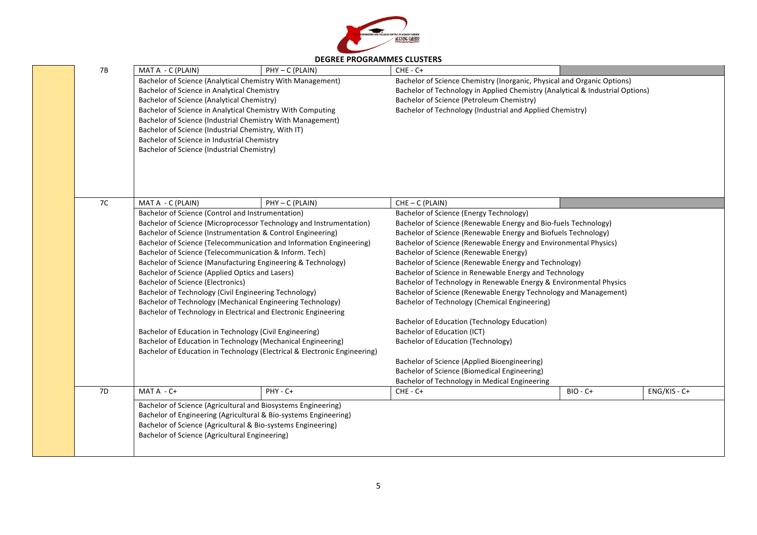## DEGREE PROGRAMMES CLUSTERS

| | Cluster | | | | | |
|---|---|---|---|---|---|---|
| | 7B | MAT A - C (PLAIN) | PHY – C (PLAIN) | CHE - C+ | | |
| | | Bachelor of Science (Analytical Chemistry With Management)<br>Bachelor of Science in Analytical Chemistry<br>Bachelor of Science (Analytical Chemistry)<br>Bachelor of Science in Analytical Chemistry With Computing<br>Bachelor of Science (Industrial Chemistry With Management)<br>Bachelor of Science (Industrial Chemistry, With IT)<br>Bachelor of Science in Industrial Chemistry<br>Bachelor of Science (Industrial Chemistry) | | Bachelor of Science Chemistry (Inorganic, Physical and Organic Options)<br>Bachelor of Technology in Applied Chemistry (Analytical & Industrial Options)<br>Bachelor of Science (Petroleum Chemistry)<br>Bachelor of Technology (Industrial and Applied Chemistry) | | |
| | 7C | MAT A - C (PLAIN) | PHY – C (PLAIN) | CHE – C (PLAIN) | | |
| | | Bachelor of Science (Control and Instrumentation)<br>Bachelor of Science (Microprocessor Technology and Instrumentation)<br>Bachelor of Science (Instrumentation & Control Engineering)<br>Bachelor of Science (Telecommunication and Information Engineering)<br>Bachelor of Science (Telecommunication & Inform. Tech)<br>Bachelor of Science (Manufacturing Engineering & Technology)<br>Bachelor of Science (Applied Optics and Lasers)<br>Bachelor of Science (Electronics)<br>Bachelor of Technology (Civil Engineering Technology)<br>Bachelor of Technology (Mechanical Engineering Technology)<br>Bachelor of Technology in Electrical and Electronic Engineering<br><br>Bachelor of Education in Technology (Civil Engineering)<br>Bachelor of Education in Technology (Mechanical Engineering)<br>Bachelor of Education in Technology (Electrical & Electronic Engineering) | | Bachelor of Science (Energy Technology)<br>Bachelor of Science (Renewable Energy and Bio-fuels Technology)<br>Bachelor of Science (Renewable Energy and Biofuels Technology)<br>Bachelor of Science (Renewable Energy and Environmental Physics)<br>Bachelor of Science (Renewable Energy)<br>Bachelor of Science (Renewable Energy and Technology)<br>Bachelor of Science in Renewable Energy and Technology<br>Bachelor of Technology in Renewable Energy & Environmental Physics<br>Bachelor of Science (Renewable Energy Technology and Management)<br>Bachelor of Technology (Chemical Engineering)<br><br>Bachelor of Education (Technology Education)<br>Bachelor of Education (ICT)<br>Bachelor of Education (Technology)<br><br>Bachelor of Science (Applied Bioengineering)<br>Bachelor of Science (Biomedical Engineering)<br>Bachelor of Technology in Medical Engineering | | |
| | 7D | MAT A - C+ | PHY - C+ | CHE - C+ | BIO - C+ | ENG/KIS - C+ |
| | | Bachelor of Science (Agricultural and Biosystems Engineering)<br>Bachelor of Engineering (Agricultural & Bio-systems Engineering)<br>Bachelor of Science (Agricultural & Bio-systems Engineering)<br>Bachelor of Science (Agricultural Engineering) | | | | |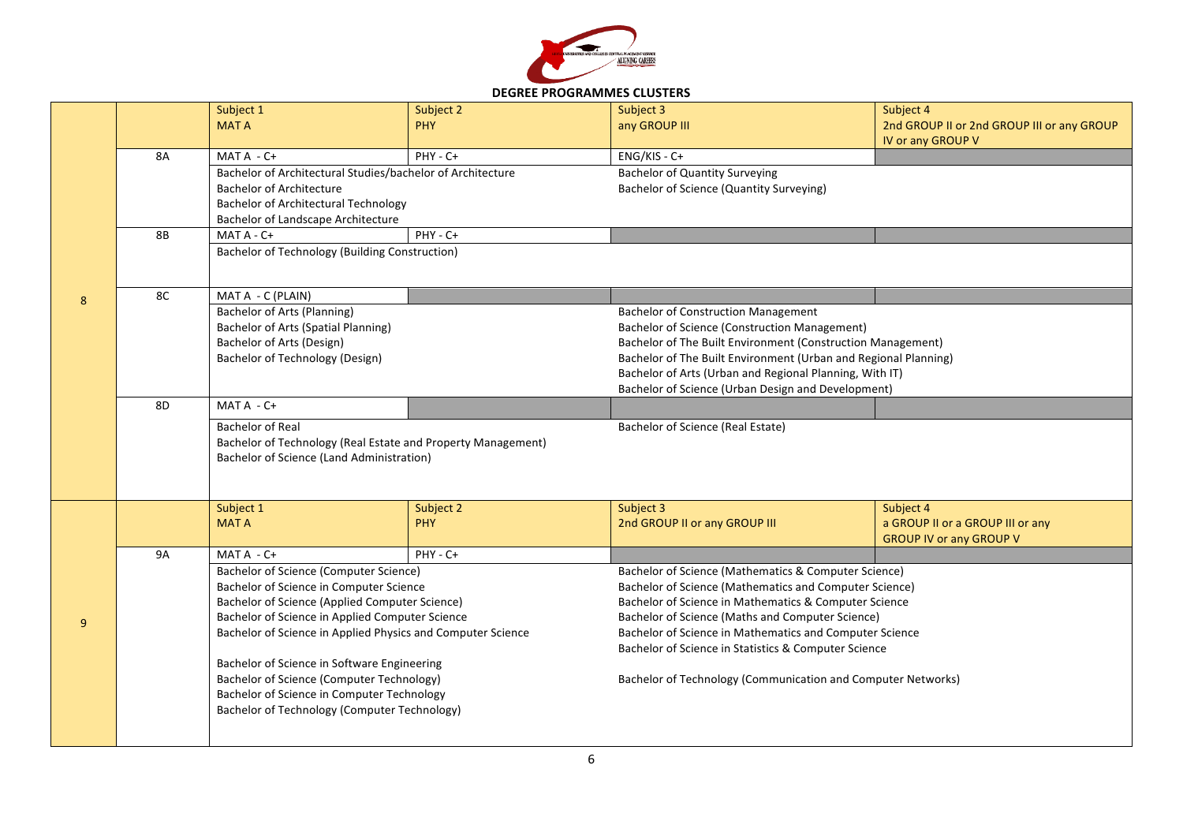## DEGREE PROGRAMMES CLUSTERS

| Cluster | Sub | Subject 1 MAT A | Subject 2 PHY | Subject 3 any GROUP III | Subject 4 2nd GROUP II or 2nd GROUP III or any GROUP IV or any GROUP V |
|---|---|---|---|---|---|
| 8 | 8A | MAT A - C+ | PHY - C+ | ENG/KIS - C+ | |
| | | Bachelor of Architectural Studies/bachelor of Architecture<br>Bachelor of Architecture<br>Bachelor of Architectural Technology<br>Bachelor of Landscape Architecture | | Bachelor of Quantity Surveying<br>Bachelor of Science (Quantity Surveying) | |
| | 8B | MAT A - C+ | PHY - C+ | | |
| | | Bachelor of Technology (Building Construction) | | | |
| | 8C | MAT A - C (PLAIN) | | | |
| | | Bachelor of Arts (Planning)<br>Bachelor of Arts (Spatial Planning)<br>Bachelor of Arts (Design)<br>Bachelor of Technology (Design) | | Bachelor of Construction Management<br>Bachelor of Science (Construction Management)<br>Bachelor of The Built Environment (Construction Management)<br>Bachelor of The Built Environment (Urban and Regional Planning)<br>Bachelor of Arts (Urban and Regional Planning, With IT)<br>Bachelor of Science (Urban Design and Development) | |
| | 8D | MAT A - C+ | | | |
| | | Bachelor of Real<br>Bachelor of Technology (Real Estate and Property Management)<br>Bachelor of Science (Land Administration) | | Bachelor of Science (Real Estate) | |

| Cluster | Sub | Subject 1 MAT A | Subject 2 PHY | Subject 3 2nd GROUP II or any GROUP III | Subject 4 a GROUP II or a GROUP III or any GROUP IV or any GROUP V |
|---|---|---|---|---|---|
| 9 | 9A | MAT A - C+ | PHY - C+ | | |
| | | Bachelor of Science (Computer Science)<br>Bachelor of Science in Computer Science<br>Bachelor of Science (Applied Computer Science)<br>Bachelor of Science in Applied Computer Science<br>Bachelor of Science in Applied Physics and Computer Science<br><br>Bachelor of Science in Software Engineering<br>Bachelor of Science (Computer Technology)<br>Bachelor of Science in Computer Technology<br>Bachelor of Technology (Computer Technology) | | Bachelor of Science (Mathematics & Computer Science)<br>Bachelor of Science (Mathematics and Computer Science)<br>Bachelor of Science in Mathematics & Computer Science<br>Bachelor of Science (Maths and Computer Science)<br>Bachelor of Science in Mathematics and Computer Science<br>Bachelor of Science in Statistics & Computer Science<br><br>Bachelor of Technology (Communication and Computer Networks) | |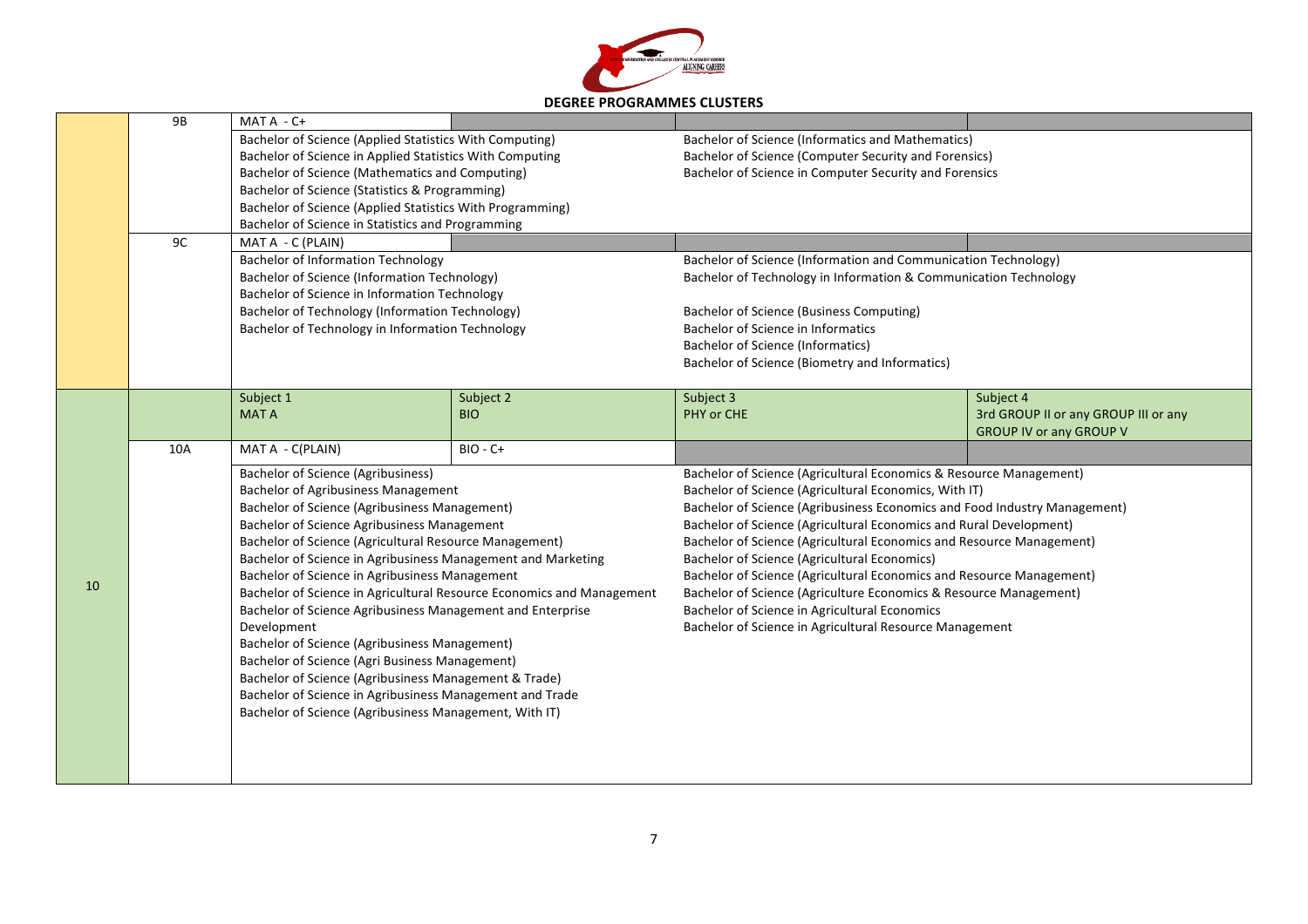## DEGREE PROGRAMMES CLUSTERS

| | | | | | |
|---|---|---|---|---|---|
| | 9B | MAT A - C+ | | | |
| | | Bachelor of Science (Applied Statistics With Computing)<br>Bachelor of Science in Applied Statistics With Computing<br>Bachelor of Science (Mathematics and Computing)<br>Bachelor of Science (Statistics & Programming)<br>Bachelor of Science (Applied Statistics With Programming)<br>Bachelor of Science in Statistics and Programming | | Bachelor of Science (Informatics and Mathematics)<br>Bachelor of Science (Computer Security and Forensics)<br>Bachelor of Science in Computer Security and Forensics | |
| | 9C | MAT A - C (PLAIN) | | | |
| | | Bachelor of Information Technology<br>Bachelor of Science (Information Technology)<br>Bachelor of Science in Information Technology<br>Bachelor of Technology (Information Technology)<br>Bachelor of Technology in Information Technology | | Bachelor of Science (Information and Communication Technology)<br>Bachelor of Technology in Information & Communication Technology<br>Bachelor of Science (Business Computing)<br>Bachelor of Science in Informatics<br>Bachelor of Science (Informatics)<br>Bachelor of Science (Biometry and Informatics) | |
| 10 | | Subject 1<br>MAT A | Subject 2<br>BIO | Subject 3<br>PHY or CHE | Subject 4<br>3rd GROUP II or any GROUP III or any GROUP IV or any GROUP V |
| | 10A | MAT A - C(PLAIN) | BIO - C+ | | |
| | | Bachelor of Science (Agribusiness)<br>Bachelor of Agribusiness Management<br>Bachelor of Science (Agribusiness Management)<br>Bachelor of Science Agribusiness Management<br>Bachelor of Science (Agricultural Resource Management)<br>Bachelor of Science in Agribusiness Management and Marketing<br>Bachelor of Science in Agribusiness Management<br>Bachelor of Science in Agricultural Resource Economics and Management<br>Bachelor of Science Agribusiness Management and Enterprise Development<br>Bachelor of Science (Agribusiness Management)<br>Bachelor of Science (Agri Business Management)<br>Bachelor of Science (Agribusiness Management & Trade)<br>Bachelor of Science in Agribusiness Management and Trade<br>Bachelor of Science (Agribusiness Management, With IT) | | Bachelor of Science (Agricultural Economics & Resource Management)<br>Bachelor of Science (Agricultural Economics, With IT)<br>Bachelor of Science (Agribusiness Economics and Food Industry Management)<br>Bachelor of Science (Agricultural Economics and Rural Development)<br>Bachelor of Science (Agricultural Economics and Resource Management)<br>Bachelor of Science (Agricultural Economics)<br>Bachelor of Science (Agricultural Economics and Resource Management)<br>Bachelor of Science (Agriculture Economics & Resource Management)<br>Bachelor of Science in Agricultural Economics<br>Bachelor of Science in Agricultural Resource Management | |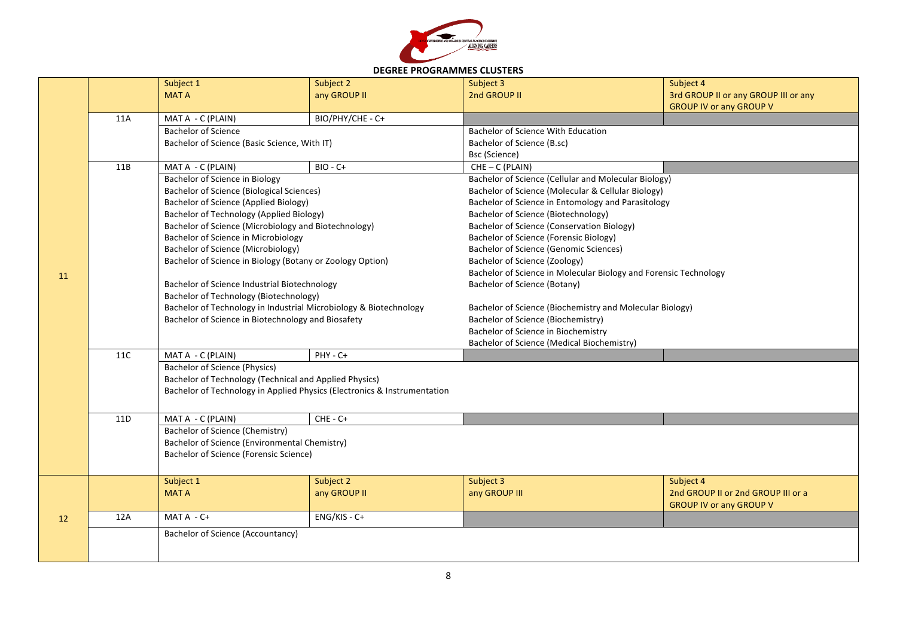## DEGREE PROGRAMMES CLUSTERS

| | | Subject 1 | Subject 2 | Subject 3 | Subject 4 |
|---|---|---|---|---|---|
| 11 | | MAT A | any GROUP II | 2nd GROUP II | 3rd GROUP II or any GROUP III or any GROUP IV or any GROUP V |
| | 11A | MAT A - C (PLAIN) | BIO/PHY/CHE - C+ | | |
| | | Bachelor of Science<br>Bachelor of Science (Basic Science, With IT) | | Bachelor of Science With Education<br>Bachelor of Science (B.sc)<br>Bsc (Science) | |
| | 11B | MAT A - C (PLAIN) | BIO - C+ | CHE – C (PLAIN) | |
| | | Bachelor of Science in Biology<br>Bachelor of Science (Biological Sciences)<br>Bachelor of Science (Applied Biology)<br>Bachelor of Technology (Applied Biology)<br>Bachelor of Science (Microbiology and Biotechnology)<br>Bachelor of Science in Microbiology<br>Bachelor of Science (Microbiology)<br>Bachelor of Science in Biology (Botany or Zoology Option)<br><br>Bachelor of Science Industrial Biotechnology<br>Bachelor of Technology (Biotechnology)<br>Bachelor of Technology in Industrial Microbiology & Biotechnology<br>Bachelor of Science in Biotechnology and Biosafety | | Bachelor of Science (Cellular and Molecular Biology)<br>Bachelor of Science (Molecular & Cellular Biology)<br>Bachelor of Science in Entomology and Parasitology<br>Bachelor of Science (Biotechnology)<br>Bachelor of Science (Conservation Biology)<br>Bachelor of Science (Forensic Biology)<br>Bachelor of Science (Genomic Sciences)<br>Bachelor of Science (Zoology)<br>Bachelor of Science in Molecular Biology and Forensic Technology<br>Bachelor of Science (Botany)<br><br>Bachelor of Science (Biochemistry and Molecular Biology)<br>Bachelor of Science (Biochemistry)<br>Bachelor of Science in Biochemistry<br>Bachelor of Science (Medical Biochemistry) | |
| | 11C | MAT A - C (PLAIN) | PHY - C+ | | |
| | | Bachelor of Science (Physics)<br>Bachelor of Technology (Technical and Applied Physics)<br>Bachelor of Technology in Applied Physics (Electronics & Instrumentation | | | |
| | 11D | MAT A - C (PLAIN) | CHE - C+ | | |
| | | Bachelor of Science (Chemistry)<br>Bachelor of Science (Environmental Chemistry)<br>Bachelor of Science (Forensic Science) | | | |
| 12 | | Subject 1<br>MAT A | Subject 2<br>any GROUP II | Subject 3<br>any GROUP III | Subject 4<br>2nd GROUP II or 2nd GROUP III or a GROUP IV or any GROUP V |
| | 12A | MAT A - C+ | ENG/KIS - C+ | | |
| | | Bachelor of Science (Accountancy) | | | |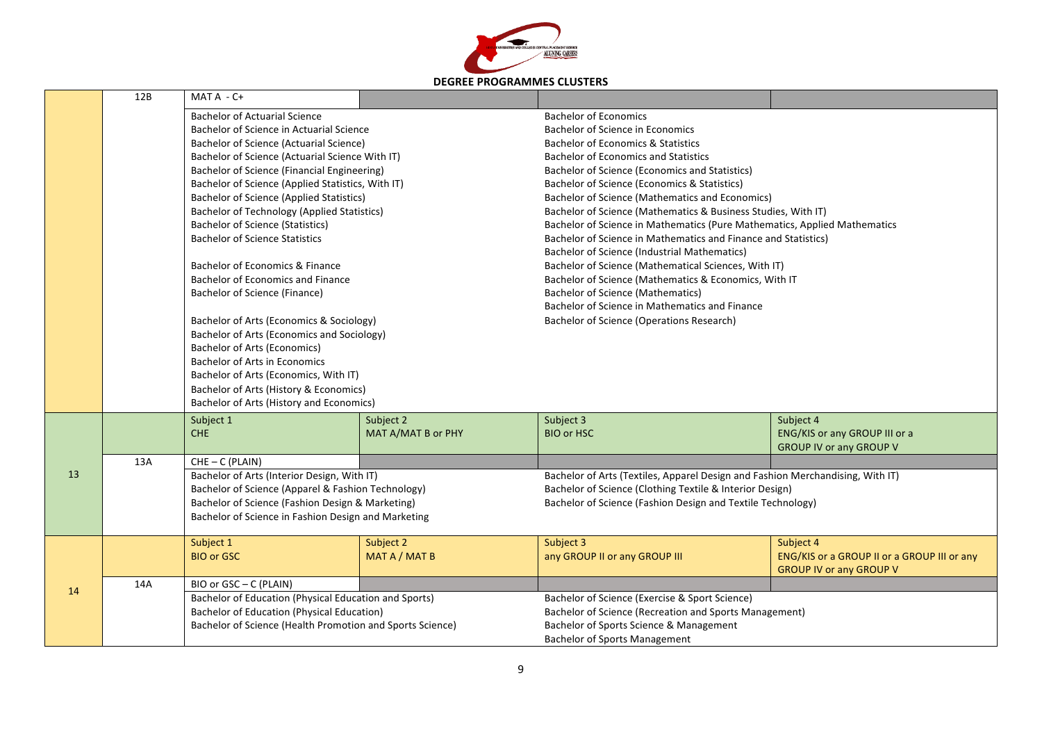## DEGREE PROGRAMMES CLUSTERS

| | | | | | |
|---|---|---|---|---|---|
| | 12B | MAT A - C+ | | | |
| | | Bachelor of Actuarial Science<br>Bachelor of Science in Actuarial Science<br>Bachelor of Science (Actuarial Science)<br>Bachelor of Science (Actuarial Science With IT)<br>Bachelor of Science (Financial Engineering)<br>Bachelor of Science (Applied Statistics, With IT)<br>Bachelor of Science (Applied Statistics)<br>Bachelor of Technology (Applied Statistics)<br>Bachelor of Science (Statistics)<br>Bachelor of Science Statistics<br><br>Bachelor of Economics & Finance<br>Bachelor of Economics and Finance<br>Bachelor of Science (Finance)<br><br>Bachelor of Arts (Economics & Sociology)<br>Bachelor of Arts (Economics and Sociology)<br>Bachelor of Arts (Economics)<br>Bachelor of Arts in Economics<br>Bachelor of Arts (Economics, With IT)<br>Bachelor of Arts (History & Economics)<br>Bachelor of Arts (History and Economics) | | Bachelor of Economics<br>Bachelor of Science in Economics<br>Bachelor of Economics & Statistics<br>Bachelor of Economics and Statistics<br>Bachelor of Science (Economics and Statistics)<br>Bachelor of Science (Economics & Statistics)<br>Bachelor of Science (Mathematics and Economics)<br>Bachelor of Science (Mathematics & Business Studies, With IT)<br>Bachelor of Science in Mathematics (Pure Mathematics, Applied Mathematics<br>Bachelor of Science in Mathematics and Finance and Statistics)<br>Bachelor of Science (Industrial Mathematics)<br>Bachelor of Science (Mathematical Sciences, With IT)<br>Bachelor of Science (Mathematics & Economics, With IT<br>Bachelor of Science (Mathematics)<br>Bachelor of Science in Mathematics and Finance<br>Bachelor of Science (Operations Research) | |
| 13 | | Subject 1<br>CHE | Subject 2<br>MAT A/MAT B or PHY | Subject 3<br>BIO or HSC | Subject 4<br>ENG/KIS or any GROUP III or a GROUP IV or any GROUP V |
| | 13A | CHE – C (PLAIN) | | | |
| | | Bachelor of Arts (Interior Design, With IT)<br>Bachelor of Science (Apparel & Fashion Technology)<br>Bachelor of Science (Fashion Design & Marketing)<br>Bachelor of Science in Fashion Design and Marketing | | Bachelor of Arts (Textiles, Apparel Design and Fashion Merchandising, With IT)<br>Bachelor of Science (Clothing Textile & Interior Design)<br>Bachelor of Science (Fashion Design and Textile Technology) | |
| 14 | | Subject 1<br>BIO or GSC | Subject 2<br>MAT A / MAT B | Subject 3<br>any GROUP II or any GROUP III | Subject 4<br>ENG/KIS or a GROUP II or a GROUP III or any GROUP IV or any GROUP V |
| | 14A | BIO or GSC – C (PLAIN) | | | |
| | | Bachelor of Education (Physical Education and Sports)<br>Bachelor of Education (Physical Education)<br>Bachelor of Science (Health Promotion and Sports Science) | | Bachelor of Science (Exercise & Sport Science)<br>Bachelor of Science (Recreation and Sports Management)<br>Bachelor of Sports Science & Management<br>Bachelor of Sports Management | |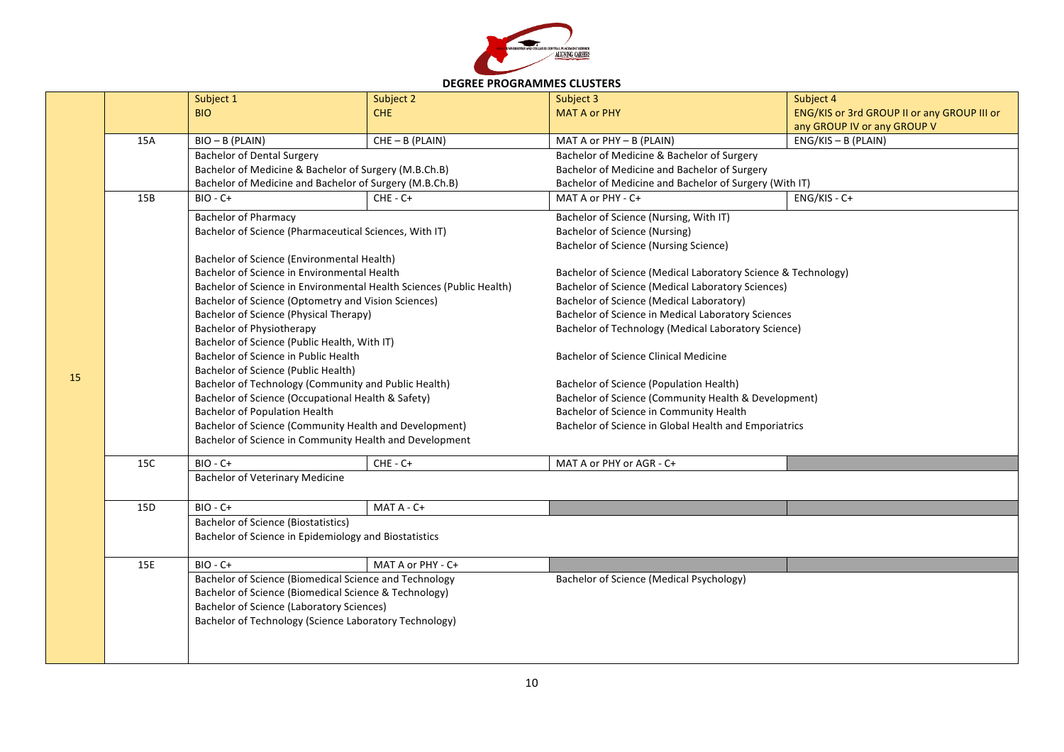## DEGREE PROGRAMMES CLUSTERS

| | | Subject 1 BIO | Subject 2 CHE | Subject 3 MAT A or PHY | Subject 4 ENG/KIS or 3rd GROUP II or any GROUP III or any GROUP IV or any GROUP V |
|---|---|---|---|---|---|
| 15 | 15A | BIO – B (PLAIN) | CHE – B (PLAIN) | MAT A or PHY – B (PLAIN) | ENG/KIS – B (PLAIN) |
| | | Bachelor of Dental Surgery<br>Bachelor of Medicine & Bachelor of Surgery (M.B.Ch.B)<br>Bachelor of Medicine and Bachelor of Surgery (M.B.Ch.B) | | Bachelor of Medicine & Bachelor of Surgery<br>Bachelor of Medicine and Bachelor of Surgery<br>Bachelor of Medicine and Bachelor of Surgery (With IT) | |
| | 15B | BIO - C+ | CHE - C+ | MAT A or PHY - C+ | ENG/KIS - C+ |
| | | Bachelor of Pharmacy<br>Bachelor of Science (Pharmaceutical Sciences, With IT)<br><br>Bachelor of Science (Environmental Health)<br>Bachelor of Science in Environmental Health<br>Bachelor of Science in Environmental Health Sciences (Public Health)<br>Bachelor of Science (Optometry and Vision Sciences)<br>Bachelor of Science (Physical Therapy)<br>Bachelor of Physiotherapy<br>Bachelor of Science (Public Health, With IT)<br>Bachelor of Science in Public Health<br>Bachelor of Science (Public Health)<br>Bachelor of Technology (Community and Public Health)<br>Bachelor of Science (Occupational Health & Safety)<br>Bachelor of Population Health<br>Bachelor of Science (Community Health and Development)<br>Bachelor of Science in Community Health and Development | | Bachelor of Science (Nursing, With IT)<br>Bachelor of Science (Nursing)<br>Bachelor of Science (Nursing Science)<br><br>Bachelor of Science (Medical Laboratory Science & Technology)<br>Bachelor of Science (Medical Laboratory Sciences)<br>Bachelor of Science (Medical Laboratory)<br>Bachelor of Science in Medical Laboratory Sciences<br>Bachelor of Technology (Medical Laboratory Science)<br><br>Bachelor of Science Clinical Medicine<br><br>Bachelor of Science (Population Health)<br>Bachelor of Science (Community Health & Development)<br>Bachelor of Science in Community Health<br>Bachelor of Science in Global Health and Emporiatrics | |
| | 15C | BIO - C+ | CHE - C+ | MAT A or PHY or AGR - C+ | |
| | | Bachelor of Veterinary Medicine | | | |
| | 15D | BIO - C+ | MAT A - C+ | | |
| | | Bachelor of Science (Biostatistics)<br>Bachelor of Science in Epidemiology and Biostatistics | | | |
| | 15E | BIO - C+ | MAT A or PHY - C+ | | |
| | | Bachelor of Science (Biomedical Science and Technology<br>Bachelor of Science (Biomedical Science & Technology)<br>Bachelor of Science (Laboratory Sciences)<br>Bachelor of Technology (Science Laboratory Technology) | | Bachelor of Science (Medical Psychology) | |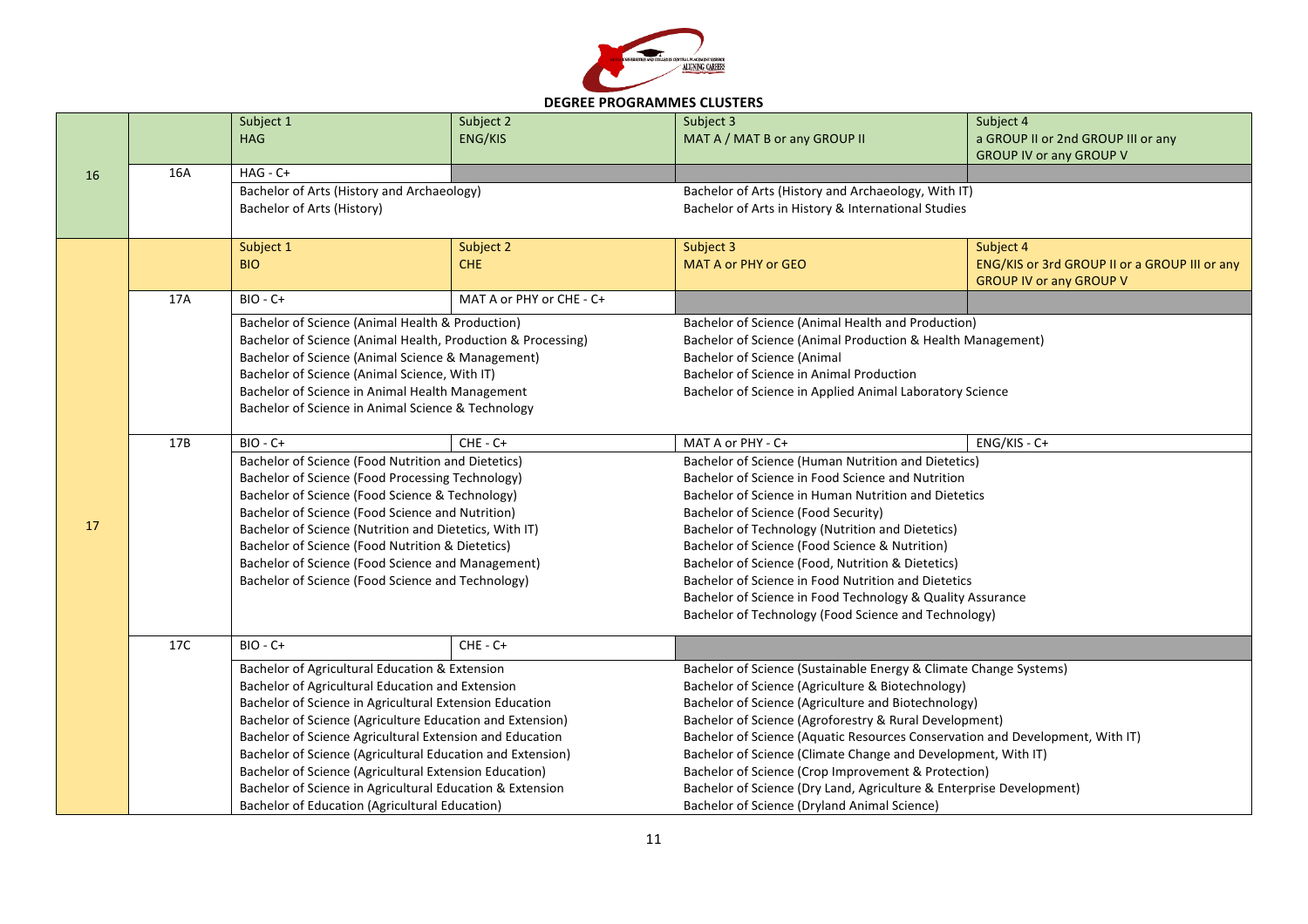## DEGREE PROGRAMMES CLUSTERS

| | | Subject 1 | Subject 2 | Subject 3 | Subject 4 |
|---|---|---|---|---|---|
| 16 | | HAG | ENG/KIS | MAT A / MAT B or any GROUP II | a GROUP II or 2nd GROUP III or any GROUP IV or any GROUP V |
| | 16A | HAG - C+ | | | |
| | | Bachelor of Arts (History and Archaeology)<br>Bachelor of Arts (History) | | Bachelor of Arts (History and Archaeology, With IT)<br>Bachelor of Arts in History & International Studies | |
| 17 | | Subject 1<br>BIO | Subject 2<br>CHE | Subject 3<br>MAT A or PHY or GEO | Subject 4<br>ENG/KIS or 3rd GROUP II or a GROUP III or any GROUP IV or any GROUP V |
| | 17A | BIO - C+ | MAT A or PHY or CHE - C+ | | |
| | | Bachelor of Science (Animal Health & Production)<br>Bachelor of Science (Animal Health, Production & Processing)<br>Bachelor of Science (Animal Science & Management)<br>Bachelor of Science (Animal Science, With IT)<br>Bachelor of Science in Animal Health Management<br>Bachelor of Science in Animal Science & Technology | | Bachelor of Science (Animal Health and Production)<br>Bachelor of Science (Animal Production & Health Management)<br>Bachelor of Science (Animal<br>Bachelor of Science in Animal Production<br>Bachelor of Science in Applied Animal Laboratory Science | |
| | 17B | BIO - C+ | CHE - C+ | MAT A or PHY - C+ | ENG/KIS - C+ |
| | | Bachelor of Science (Food Nutrition and Dietetics)<br>Bachelor of Science (Food Processing Technology)<br>Bachelor of Science (Food Science & Technology)<br>Bachelor of Science (Food Science and Nutrition)<br>Bachelor of Science (Nutrition and Dietetics, With IT)<br>Bachelor of Science (Food Nutrition & Dietetics)<br>Bachelor of Science (Food Science and Management)<br>Bachelor of Science (Food Science and Technology) | | Bachelor of Science (Human Nutrition and Dietetics)<br>Bachelor of Science in Food Science and Nutrition<br>Bachelor of Science in Human Nutrition and Dietetics<br>Bachelor of Science (Food Security)<br>Bachelor of Technology (Nutrition and Dietetics)<br>Bachelor of Science (Food Science & Nutrition)<br>Bachelor of Science (Food, Nutrition & Dietetics)<br>Bachelor of Science in Food Nutrition and Dietetics<br>Bachelor of Science in Food Technology & Quality Assurance<br>Bachelor of Technology (Food Science and Technology) | |
| | 17C | BIO - C+ | CHE - C+ | | |
| | | Bachelor of Agricultural Education & Extension<br>Bachelor of Agricultural Education and Extension<br>Bachelor of Science in Agricultural Extension Education<br>Bachelor of Science (Agriculture Education and Extension)<br>Bachelor of Science Agricultural Extension and Education<br>Bachelor of Science (Agricultural Education and Extension)<br>Bachelor of Science (Agricultural Extension Education)<br>Bachelor of Science in Agricultural Education & Extension<br>Bachelor of Education (Agricultural Education) | | Bachelor of Science (Sustainable Energy & Climate Change Systems)<br>Bachelor of Science (Agriculture & Biotechnology)<br>Bachelor of Science (Agriculture and Biotechnology)<br>Bachelor of Science (Agroforestry & Rural Development)<br>Bachelor of Science (Aquatic Resources Conservation and Development, With IT)<br>Bachelor of Science (Climate Change and Development, With IT)<br>Bachelor of Science (Crop Improvement & Protection)<br>Bachelor of Science (Dry Land, Agriculture & Enterprise Development)<br>Bachelor of Science (Dryland Animal Science) | |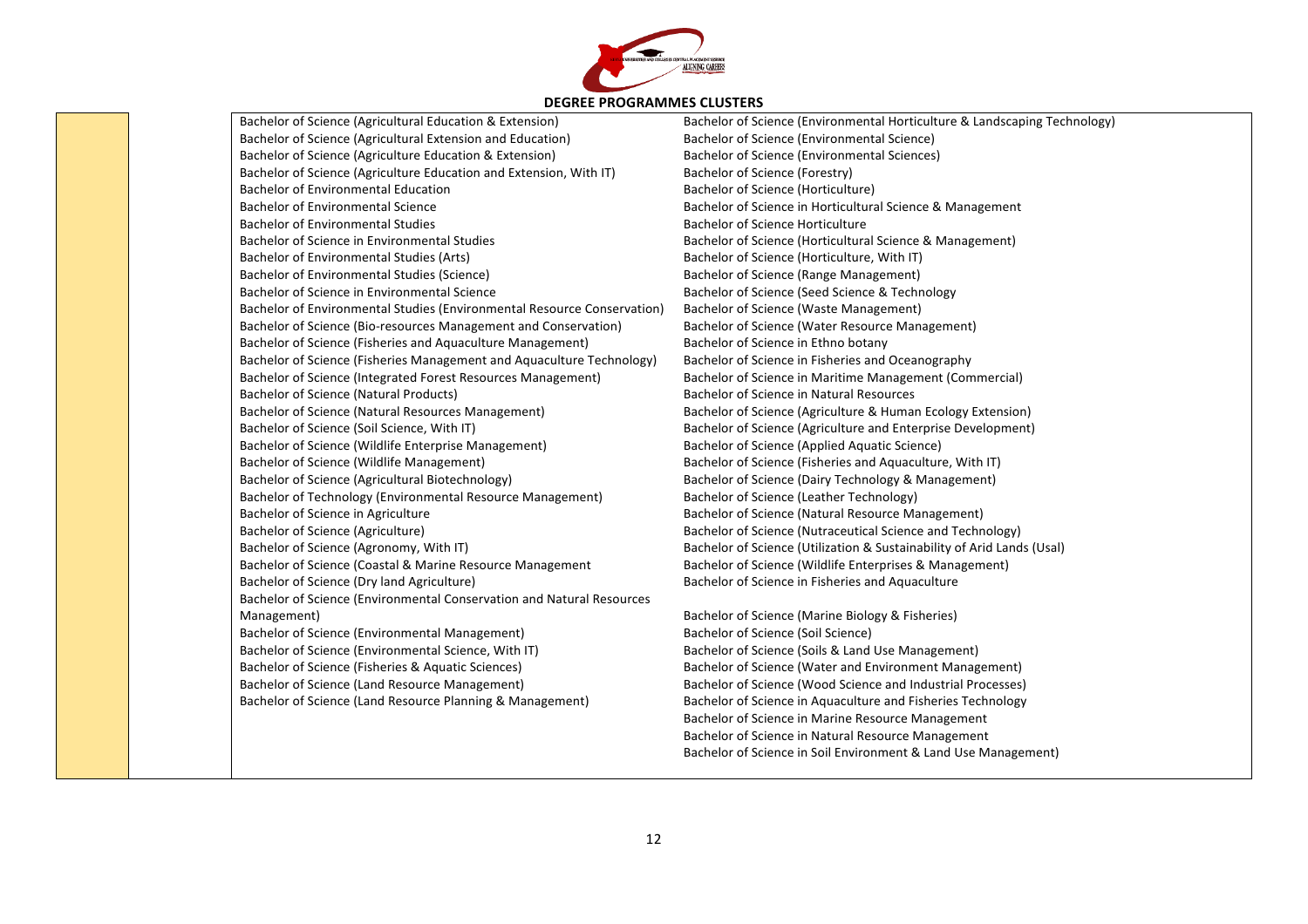## DEGREE PROGRAMMES CLUSTERS

| | | | |
|---|---|---|---|
| | | Bachelor of Science (Agricultural Education & Extension)<br>Bachelor of Science (Agricultural Extension and Education)<br>Bachelor of Science (Agriculture Education & Extension)<br>Bachelor of Science (Agriculture Education and Extension, With IT)<br>Bachelor of Environmental Education<br>Bachelor of Environmental Science<br>Bachelor of Environmental Studies<br>Bachelor of Science in Environmental Studies<br>Bachelor of Environmental Studies (Arts)<br>Bachelor of Environmental Studies (Science)<br>Bachelor of Science in Environmental Science<br>Bachelor of Environmental Studies (Environmental Resource Conservation)<br>Bachelor of Science (Bio-resources Management and Conservation)<br>Bachelor of Science (Fisheries and Aquaculture Management)<br>Bachelor of Science (Fisheries Management and Aquaculture Technology)<br>Bachelor of Science (Integrated Forest Resources Management)<br>Bachelor of Science (Natural Products)<br>Bachelor of Science (Natural Resources Management)<br>Bachelor of Science (Soil Science, With IT)<br>Bachelor of Science (Wildlife Enterprise Management)<br>Bachelor of Science (Wildlife Management)<br>Bachelor of Science (Agricultural Biotechnology)<br>Bachelor of Technology (Environmental Resource Management)<br>Bachelor of Science in Agriculture<br>Bachelor of Science (Agriculture)<br>Bachelor of Science (Agronomy, With IT)<br>Bachelor of Science (Coastal & Marine Resource Management<br>Bachelor of Science (Dry land Agriculture)<br>Bachelor of Science (Environmental Conservation and Natural Resources Management)<br>Bachelor of Science (Environmental Management)<br>Bachelor of Science (Environmental Science, With IT)<br>Bachelor of Science (Fisheries & Aquatic Sciences)<br>Bachelor of Science (Land Resource Management)<br>Bachelor of Science (Land Resource Planning & Management) | Bachelor of Science (Environmental Horticulture & Landscaping Technology)<br>Bachelor of Science (Environmental Science)<br>Bachelor of Science (Environmental Sciences)<br>Bachelor of Science (Forestry)<br>Bachelor of Science (Horticulture)<br>Bachelor of Science in Horticultural Science & Management<br>Bachelor of Science Horticulture<br>Bachelor of Science (Horticultural Science & Management)<br>Bachelor of Science (Horticulture, With IT)<br>Bachelor of Science (Range Management)<br>Bachelor of Science (Seed Science & Technology<br>Bachelor of Science (Waste Management)<br>Bachelor of Science (Water Resource Management)<br>Bachelor of Science in Ethno botany<br>Bachelor of Science in Fisheries and Oceanography<br>Bachelor of Science in Maritime Management (Commercial)<br>Bachelor of Science in Natural Resources<br>Bachelor of Science (Agriculture & Human Ecology Extension)<br>Bachelor of Science (Agriculture and Enterprise Development)<br>Bachelor of Science (Applied Aquatic Science)<br>Bachelor of Science (Fisheries and Aquaculture, With IT)<br>Bachelor of Science (Dairy Technology & Management)<br>Bachelor of Science (Leather Technology)<br>Bachelor of Science (Natural Resource Management)<br>Bachelor of Science (Nutraceutical Science and Technology)<br>Bachelor of Science (Utilization & Sustainability of Arid Lands (Usal)<br>Bachelor of Science (Wildlife Enterprises & Management)<br>Bachelor of Science in Fisheries and Aquaculture<br>Bachelor of Science (Marine Biology & Fisheries)<br>Bachelor of Science (Soil Science)<br>Bachelor of Science (Soils & Land Use Management)<br>Bachelor of Science (Water and Environment Management)<br>Bachelor of Science (Wood Science and Industrial Processes)<br>Bachelor of Science in Aquaculture and Fisheries Technology<br>Bachelor of Science in Marine Resource Management<br>Bachelor of Science in Natural Resource Management<br>Bachelor of Science in Soil Environment & Land Use Management) |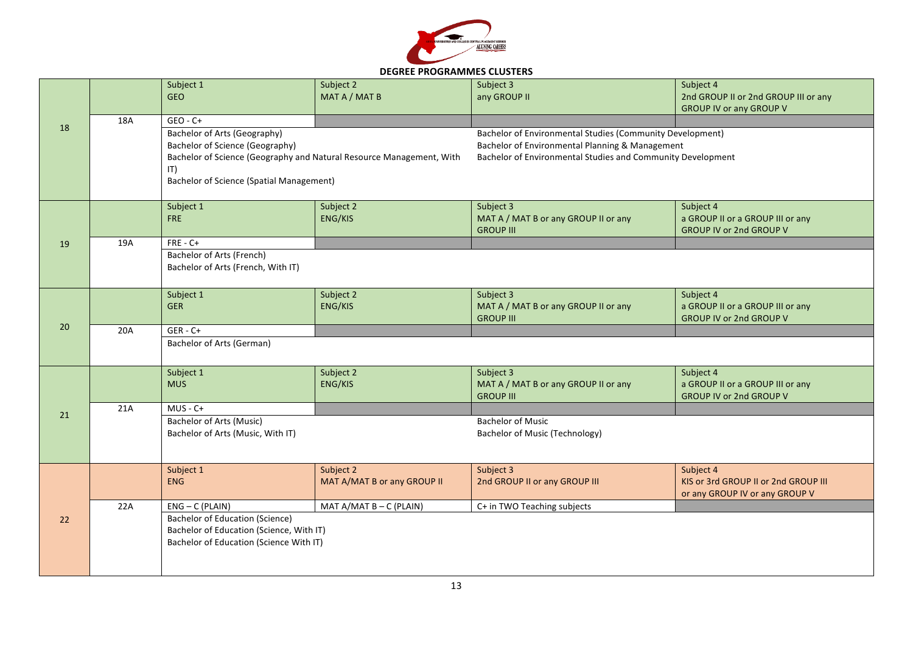## DEGREE PROGRAMMES CLUSTERS

| | | Subject 1 | Subject 2 | Subject 3 | Subject 4 |
|---|---|---|---|---|---|
| 18 | | Subject 1<br>GEO | Subject 2<br>MAT A / MAT B | Subject 3<br>any GROUP II | Subject 4<br>2nd GROUP II or 2nd GROUP III or any GROUP IV or any GROUP V |
| | 18A | GEO - C+ | | | |
| | | Bachelor of Arts (Geography)<br>Bachelor of Science (Geography)<br>Bachelor of Science (Geography and Natural Resource Management, With IT)<br>Bachelor of Science (Spatial Management) | | Bachelor of Environmental Studies (Community Development)<br>Bachelor of Environmental Planning & Management<br>Bachelor of Environmental Studies and Community Development | |
| 19 | | Subject 1<br>FRE | Subject 2<br>ENG/KIS | Subject 3<br>MAT A / MAT B or any GROUP II or any GROUP III | Subject 4<br>a GROUP II or a GROUP III or any GROUP IV or 2nd GROUP V |
| | 19A | FRE - C+ | | | |
| | | Bachelor of Arts (French)<br>Bachelor of Arts (French, With IT) | | | |
| 20 | | Subject 1<br>GER | Subject 2<br>ENG/KIS | Subject 3<br>MAT A / MAT B or any GROUP II or any GROUP III | Subject 4<br>a GROUP II or a GROUP III or any GROUP IV or 2nd GROUP V |
| | 20A | GER - C+ | | | |
| | | Bachelor of Arts (German) | | | |
| 21 | | Subject 1<br>MUS | Subject 2<br>ENG/KIS | Subject 3<br>MAT A / MAT B or any GROUP II or any GROUP III | Subject 4<br>a GROUP II or a GROUP III or any GROUP IV or 2nd GROUP V |
| | 21A | MUS - C+ | | | |
| | | Bachelor of Arts (Music)<br>Bachelor of Arts (Music, With IT) | | Bachelor of Music<br>Bachelor of Music (Technology) | |
| 22 | | Subject 1<br>ENG | Subject 2<br>MAT A/MAT B or any GROUP II | Subject 3<br>2nd GROUP II or any GROUP III | Subject 4<br>KIS or 3rd GROUP II or 2nd GROUP III or any GROUP IV or any GROUP V |
| | 22A | ENG – C (PLAIN) | MAT A/MAT B – C (PLAIN) | C+ in TWO Teaching subjects | |
| | | Bachelor of Education (Science)<br>Bachelor of Education (Science, With IT)<br>Bachelor of Education (Science With IT) | | | |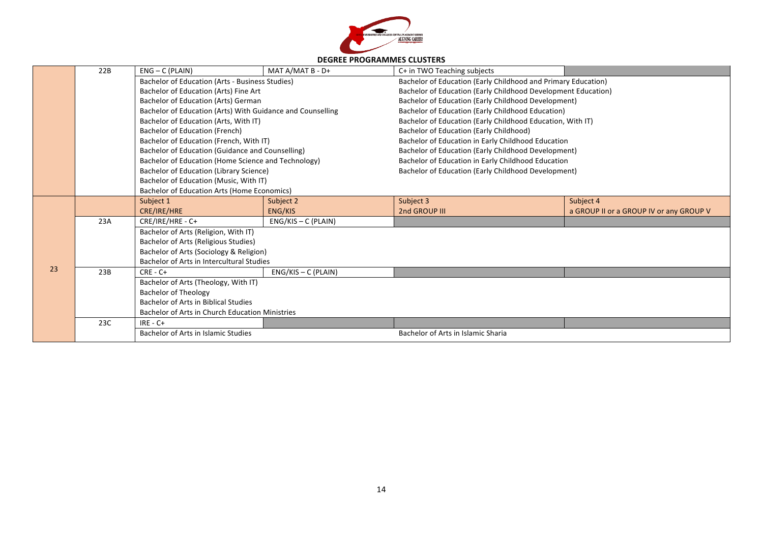## DEGREE PROGRAMMES CLUSTERS

| | | | | | |
|---|---|---|---|---|---|
| | 22B | ENG – C (PLAIN) | MAT A/MAT B - D+ | C+ in TWO Teaching subjects | |
| | | Bachelor of Education (Arts - Business Studies) | | Bachelor of Education (Early Childhood and Primary Education) | |
| | | Bachelor of Education (Arts) Fine Art | | Bachelor of Education (Early Childhood Development Education) | |
| | | Bachelor of Education (Arts) German | | Bachelor of Education (Early Childhood Development) | |
| | | Bachelor of Education (Arts) With Guidance and Counselling | | Bachelor of Education (Early Childhood Education) | |
| | | Bachelor of Education (Arts, With IT) | | Bachelor of Education (Early Childhood Education, With IT) | |
| | | Bachelor of Education (French) | | Bachelor of Education (Early Childhood) | |
| | | Bachelor of Education (French, With IT) | | Bachelor of Education in Early Childhood Education | |
| | | Bachelor of Education (Guidance and Counselling) | | Bachelor of Education (Early Childhood Development) | |
| | | Bachelor of Education (Home Science and Technology) | | Bachelor of Education in Early Childhood Education | |
| | | Bachelor of Education (Library Science) | | Bachelor of Education (Early Childhood Development) | |
| | | Bachelor of Education (Music, With IT) | | | |
| | | Bachelor of Education Arts (Home Economics) | | | |
| 23 | | Subject 1<br>CRE/IRE/HRE | Subject 2<br>ENG/KIS | Subject 3<br>2nd GROUP III | Subject 4<br>a GROUP II or a GROUP IV or any GROUP V |
| | 23A | CRE/IRE/HRE - C+ | ENG/KIS – C (PLAIN) | | |
| | | Bachelor of Arts (Religion, With IT) | | | |
| | | Bachelor of Arts (Religious Studies) | | | |
| | | Bachelor of Arts (Sociology & Religion) | | | |
| | | Bachelor of Arts in Intercultural Studies | | | |
| | 23B | CRE - C+ | ENG/KIS – C (PLAIN) | | |
| | | Bachelor of Arts (Theology, With IT) | | | |
| | | Bachelor of Theology | | | |
| | | Bachelor of Arts in Biblical Studies | | | |
| | | Bachelor of Arts in Church Education Ministries | | | |
| | 23C | IRE - C+ | | | |
| | | Bachelor of Arts in Islamic Studies | | Bachelor of Arts in Islamic Sharia | |